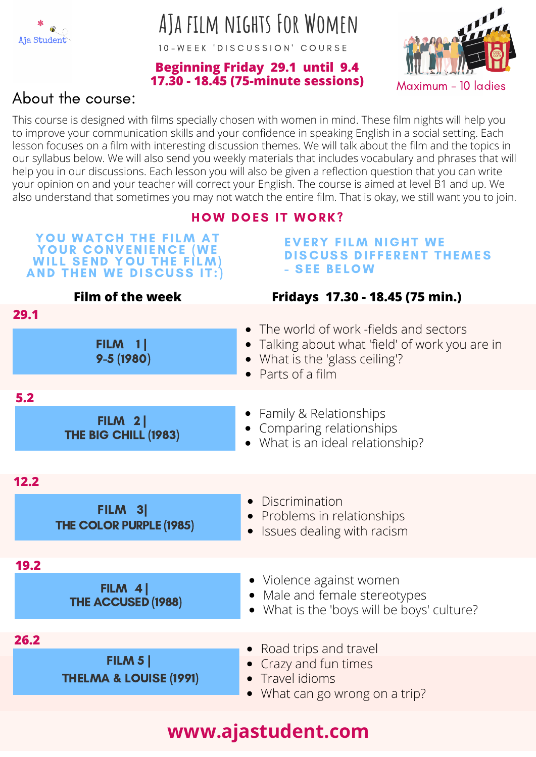Aja Student

# AJA FILM NIGHTS FOR WOMEN

10-WEEK 'DISCUSSION' COURSE

**Beginning Friday 29.1 until 9.4**
**17.30 - 18.45 (75-minute sessions)**

Maximum - 10 ladies

## About the course:

This course is designed with films specially chosen with women in mind. These film nights will help you to improve your communication skills and your confidence in speaking English in a social setting. Each lesson focuses on a film with interesting discussion themes. We will talk about the film and the topics in our syllabus below. We will also send you weekly materials that includes vocabulary and phrases that will help you in our discussions. Each lesson you will also be given a reflection question that you can write your opinion on and your teacher will correct your English. The course is aimed at level B1 and up. We also understand that sometimes you may not watch the entire film. That is okay, we still want you to join.

## HOW DOES IT WORK?

YOU WATCH THE FILM AT YOUR CONVENIENCE (WE WILL SEND YOU THE FILM) AND THEN WE DISCUSS IT:)

EVERY FILM NIGHT WE DISCUSS DIFFERENT THEMES - SEE BELOW

| Film of the week | Fridays 17.30 - 18.45 (75 min.) |
|---|---|
| **29.1** — FILM 1 \| 9-5 (1980) | • The world of work -fields and sectors<br>• Talking about what 'field' of work you are in<br>• What is the 'glass ceiling'?<br>• Parts of a film |
| **5.2** — FILM 2 \| THE BIG CHILL (1983) | • Family & Relationships<br>• Comparing relationships<br>• What is an ideal relationship? |
| **12.2** — FILM 3\| THE COLOR PURPLE (1985) | • Discrimination<br>• Problems in relationships<br>• Issues dealing with racism |
| **19.2** — FILM 4 \| THE ACCUSED (1988) | • Violence against women<br>• Male and female stereotypes<br>• What is the 'boys will be boys' culture? |
| **26.2** — FILM 5 \| THELMA & LOUISE (1991) | • Road trips and travel<br>• Crazy and fun times<br>• Travel idioms<br>• What can go wrong on a trip? |

**www.ajastudent.com**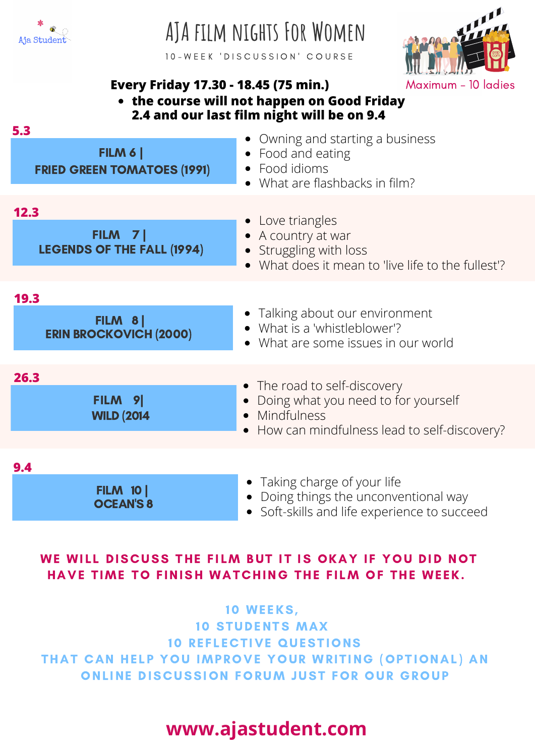Aja Student

# AJA FILM NIGHTS FOR WOMEN

10-WEEK 'DISCUSSION' COURSE

Maximum - 10 ladies

**Every Friday 17.30 - 18.45 (75 min.)**

- **the course will not happen on Good Friday 2.4 and our last film night will be on 9.4**

**5.3**

**FILM 6 | FRIED GREEN TOMATOES (1991)**

- Owning and starting a business
- Food and eating
- Food idioms
- What are flashbacks in film?

**12.3**

**FILM 7 | LEGENDS OF THE FALL (1994)**

- Love triangles
- A country at war
- Struggling with loss
- What does it mean to 'live life to the fullest'?

**19.3**

**FILM 8 | ERIN BROCKOVICH (2000)**

- Talking about our environment
- What is a 'whistleblower'?
- What are some issues in our world

**26.3**

**FILM 9| WILD (2014**

- The road to self-discovery
- Doing what you need to for yourself
- Mindfulness
- How can mindfulness lead to self-discovery?

**9.4**

**FILM 10 | OCEAN'S 8**

- Taking charge of your life
- Doing things the unconventional way
- Soft-skills and life experience to succeed

**WE WILL DISCUSS THE FILM BUT IT IS OKAY IF YOU DID NOT HAVE TIME TO FINISH WATCHING THE FILM OF THE WEEK.**

**10 WEEKS,**
**10 STUDENTS MAX**
**10 REFLECTIVE QUESTIONS**
**THAT CAN HELP YOU IMPROVE YOUR WRITING (OPTIONAL) AN ONLINE DISCUSSION FORUM JUST FOR OUR GROUP**

**www.ajastudent.com**